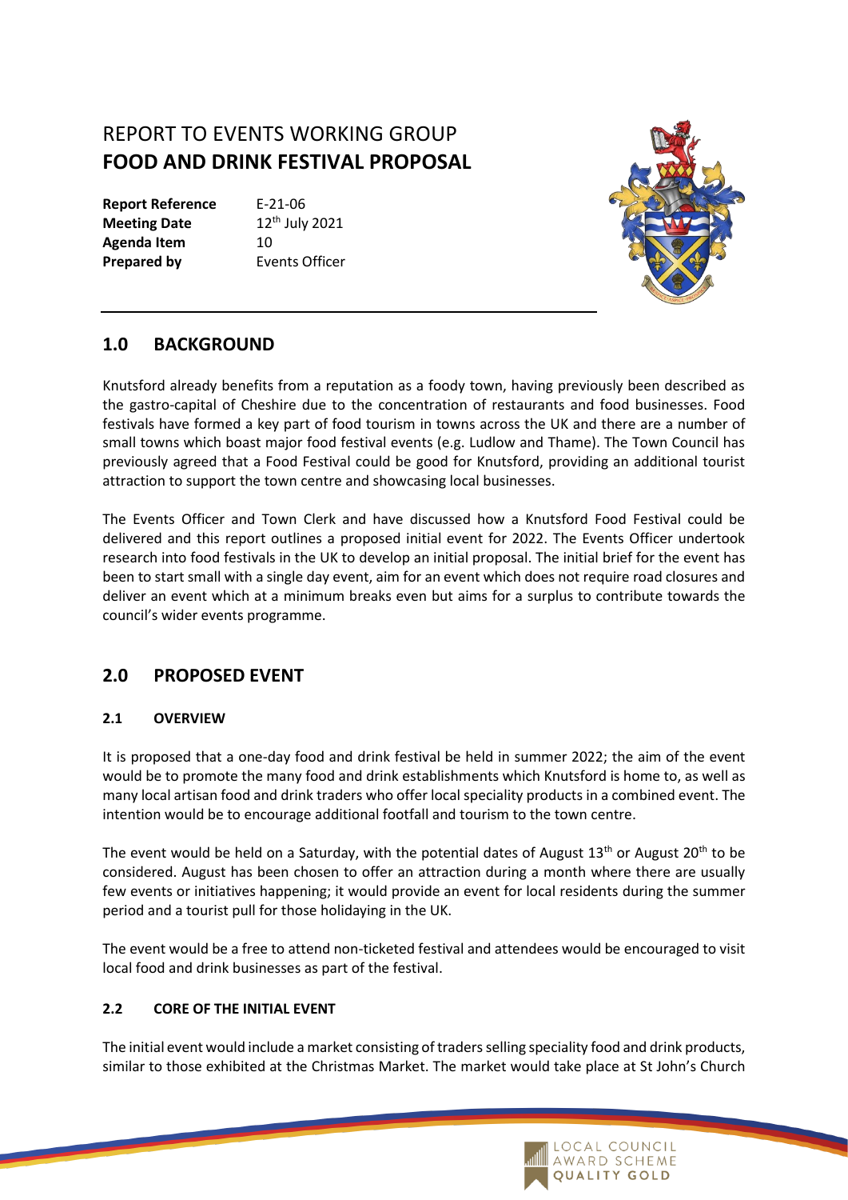# REPORT TO EVENTS WORKING GROUP
# FOOD AND DRINK FESTIVAL PROPOSAL

| | |
|---|---|
| **Report Reference** | E-21-06 |
| **Meeting Date** | 12th July 2021 |
| **Agenda Item** | 10 |
| **Prepared by** | Events Officer |

## 1.0 BACKGROUND

Knutsford already benefits from a reputation as a foody town, having previously been described as the gastro-capital of Cheshire due to the concentration of restaurants and food businesses. Food festivals have formed a key part of food tourism in towns across the UK and there are a number of small towns which boast major food festival events (e.g. Ludlow and Thame). The Town Council has previously agreed that a Food Festival could be good for Knutsford, providing an additional tourist attraction to support the town centre and showcasing local businesses.

The Events Officer and Town Clerk and have discussed how a Knutsford Food Festival could be delivered and this report outlines a proposed initial event for 2022. The Events Officer undertook research into food festivals in the UK to develop an initial proposal. The initial brief for the event has been to start small with a single day event, aim for an event which does not require road closures and deliver an event which at a minimum breaks even but aims for a surplus to contribute towards the council's wider events programme.

## 2.0 PROPOSED EVENT

### 2.1 OVERVIEW

It is proposed that a one-day food and drink festival be held in summer 2022; the aim of the event would be to promote the many food and drink establishments which Knutsford is home to, as well as many local artisan food and drink traders who offer local speciality products in a combined event. The intention would be to encourage additional footfall and tourism to the town centre.

The event would be held on a Saturday, with the potential dates of August 13th or August 20th to be considered. August has been chosen to offer an attraction during a month where there are usually few events or initiatives happening; it would provide an event for local residents during the summer period and a tourist pull for those holidaying in the UK.

The event would be a free to attend non-ticketed festival and attendees would be encouraged to visit local food and drink businesses as part of the festival.

### 2.2 CORE OF THE INITIAL EVENT

The initial event would include a market consisting of traders selling speciality food and drink products, similar to those exhibited at the Christmas Market. The market would take place at St John's Church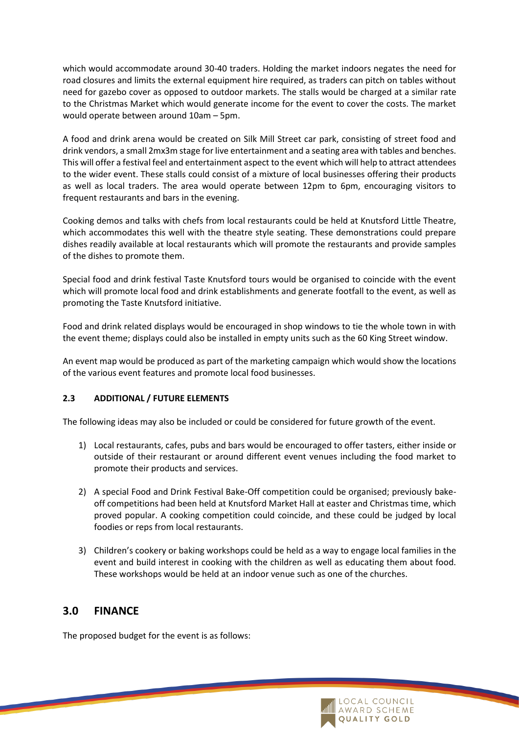which would accommodate around 30-40 traders. Holding the market indoors negates the need for road closures and limits the external equipment hire required, as traders can pitch on tables without need for gazebo cover as opposed to outdoor markets. The stalls would be charged at a similar rate to the Christmas Market which would generate income for the event to cover the costs. The market would operate between around 10am – 5pm.

A food and drink arena would be created on Silk Mill Street car park, consisting of street food and drink vendors, a small 2mx3m stage for live entertainment and a seating area with tables and benches. This will offer a festival feel and entertainment aspect to the event which will help to attract attendees to the wider event. These stalls could consist of a mixture of local businesses offering their products as well as local traders. The area would operate between 12pm to 6pm, encouraging visitors to frequent restaurants and bars in the evening.

Cooking demos and talks with chefs from local restaurants could be held at Knutsford Little Theatre, which accommodates this well with the theatre style seating. These demonstrations could prepare dishes readily available at local restaurants which will promote the restaurants and provide samples of the dishes to promote them.

Special food and drink festival Taste Knutsford tours would be organised to coincide with the event which will promote local food and drink establishments and generate footfall to the event, as well as promoting the Taste Knutsford initiative.

Food and drink related displays would be encouraged in shop windows to tie the whole town in with the event theme; displays could also be installed in empty units such as the 60 King Street window.

An event map would be produced as part of the marketing campaign which would show the locations of the various event features and promote local food businesses.

### 2.3 ADDITIONAL / FUTURE ELEMENTS

The following ideas may also be included or could be considered for future growth of the event.

1) Local restaurants, cafes, pubs and bars would be encouraged to offer tasters, either inside or outside of their restaurant or around different event venues including the food market to promote their products and services.

2) A special Food and Drink Festival Bake-Off competition could be organised; previously bake-off competitions had been held at Knutsford Market Hall at easter and Christmas time, which proved popular. A cooking competition could coincide, and these could be judged by local foodies or reps from local restaurants.

3) Children's cookery or baking workshops could be held as a way to engage local families in the event and build interest in cooking with the children as well as educating them about food. These workshops would be held at an indoor venue such as one of the churches.

## 3.0 FINANCE

The proposed budget for the event is as follows: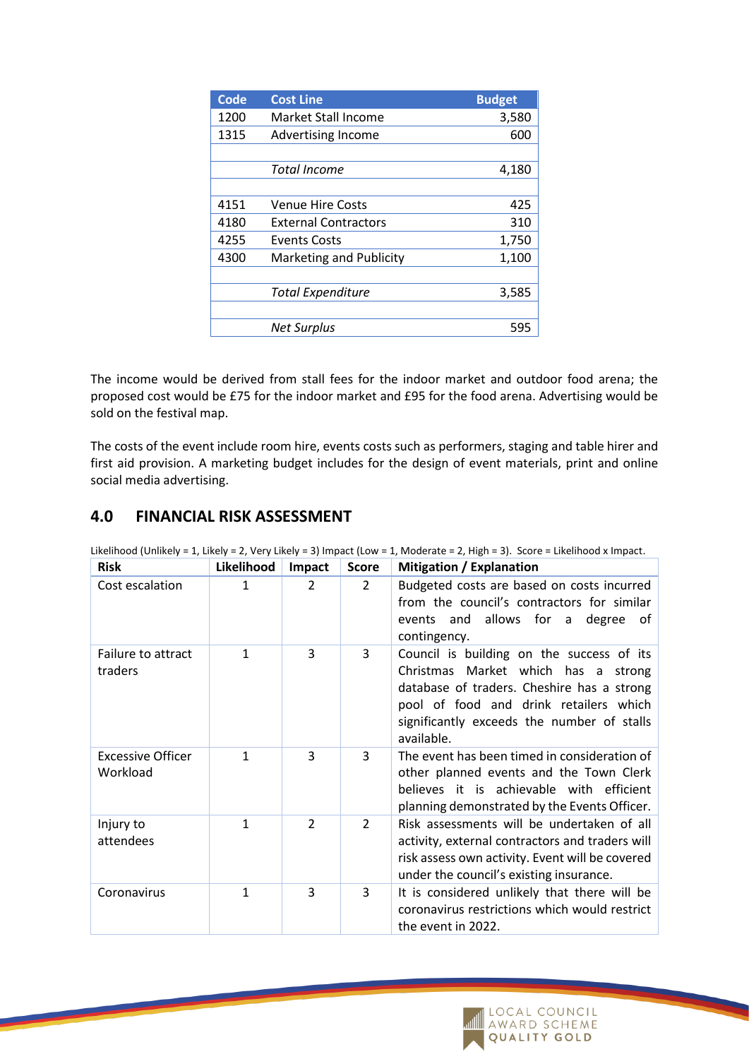| Code | Cost Line | Budget |
|---|---|---|
| 1200 | Market Stall Income | 3,580 |
| 1315 | Advertising Income | 600 |
| | | |
| | *Total Income* | 4,180 |
| | | |
| 4151 | Venue Hire Costs | 425 |
| 4180 | External Contractors | 310 |
| 4255 | Events Costs | 1,750 |
| 4300 | Marketing and Publicity | 1,100 |
| | | |
| | *Total Expenditure* | 3,585 |
| | | |
| | *Net Surplus* | 595 |

The income would be derived from stall fees for the indoor market and outdoor food arena; the proposed cost would be £75 for the indoor market and £95 for the food arena. Advertising would be sold on the festival map.

The costs of the event include room hire, events costs such as performers, staging and table hirer and first aid provision. A marketing budget includes for the design of event materials, print and online social media advertising.

## 4.0 FINANCIAL RISK ASSESSMENT

Likelihood (Unlikely = 1, Likely = 2, Very Likely = 3) Impact (Low = 1, Moderate = 2, High = 3). Score = Likelihood x Impact.

| Risk | Likelihood | Impact | Score | Mitigation / Explanation |
|---|---|---|---|---|
| Cost escalation | 1 | 2 | 2 | Budgeted costs are based on costs incurred from the council's contractors for similar events and allows for a degree of contingency. |
| Failure to attract traders | 1 | 3 | 3 | Council is building on the success of its Christmas Market which has a strong database of traders. Cheshire has a strong pool of food and drink retailers which significantly exceeds the number of stalls available. |
| Excessive Officer Workload | 1 | 3 | 3 | The event has been timed in consideration of other planned events and the Town Clerk believes it is achievable with efficient planning demonstrated by the Events Officer. |
| Injury to attendees | 1 | 2 | 2 | Risk assessments will be undertaken of all activity, external contractors and traders will risk assess own activity. Event will be covered under the council's existing insurance. |
| Coronavirus | 1 | 3 | 3 | It is considered unlikely that there will be coronavirus restrictions which would restrict the event in 2022. |